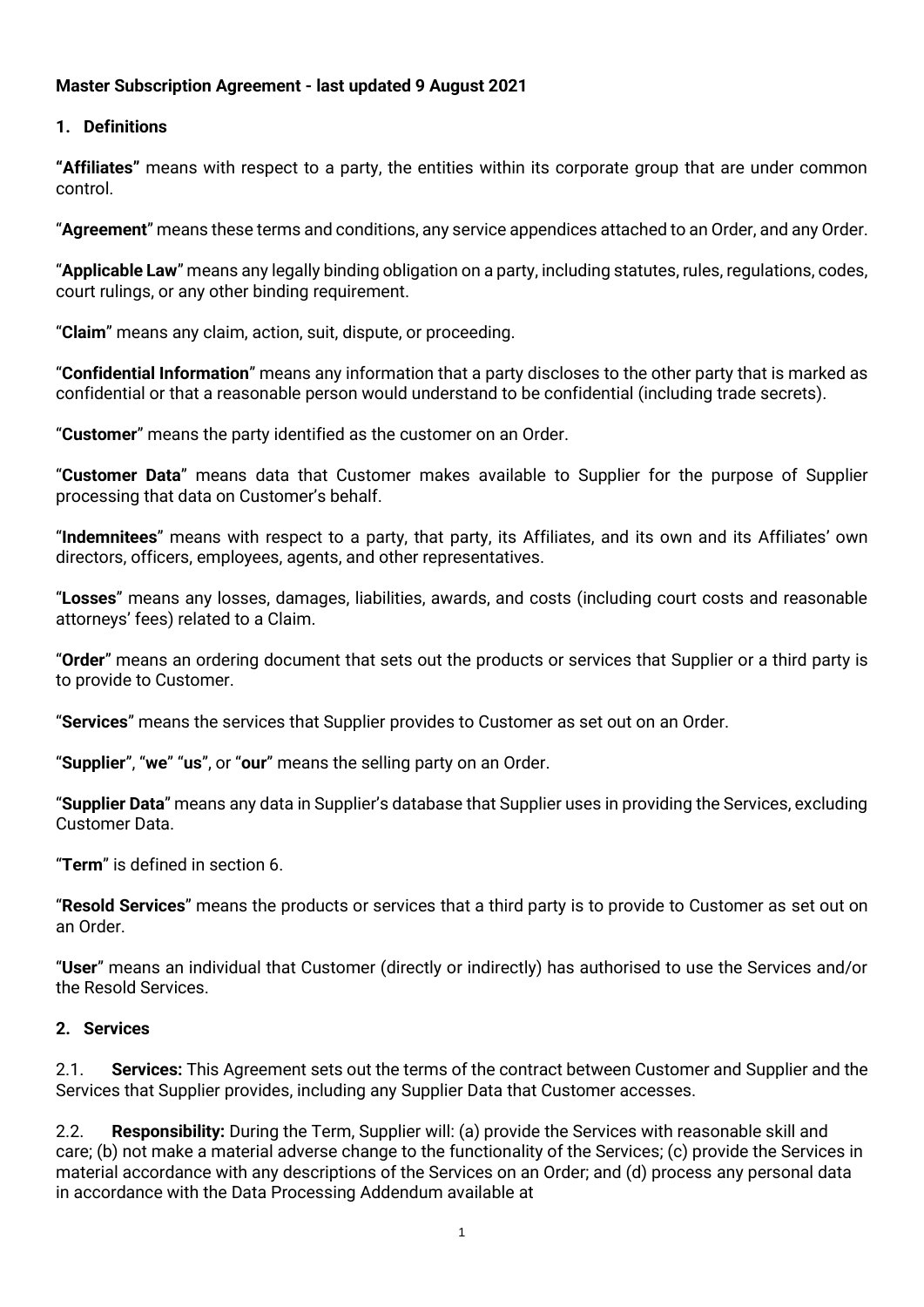**Master Subscription Agreement - last updated 9 August 2021**

## 1. Definitions

**"Affiliates"** means with respect to a party, the entities within its corporate group that are under common control.

"**Agreement**" means these terms and conditions, any service appendices attached to an Order, and any Order.

"**Applicable Law**" means any legally binding obligation on a party, including statutes, rules, regulations, codes, court rulings, or any other binding requirement.

"**Claim**" means any claim, action, suit, dispute, or proceeding.

"**Confidential Information**" means any information that a party discloses to the other party that is marked as confidential or that a reasonable person would understand to be confidential (including trade secrets).

"**Customer**" means the party identified as the customer on an Order.

"**Customer Data**" means data that Customer makes available to Supplier for the purpose of Supplier processing that data on Customer's behalf.

"**Indemnitees**" means with respect to a party, that party, its Affiliates, and its own and its Affiliates' own directors, officers, employees, agents, and other representatives.

"**Losses**" means any losses, damages, liabilities, awards, and costs (including court costs and reasonable attorneys' fees) related to a Claim.

"**Order**" means an ordering document that sets out the products or services that Supplier or a third party is to provide to Customer.

"**Services**" means the services that Supplier provides to Customer as set out on an Order.

"**Supplier**", "**we**" "**us**", or "**our**" means the selling party on an Order.

"**Supplier Data**" means any data in Supplier's database that Supplier uses in providing the Services, excluding Customer Data.

"**Term**" is defined in section 6.

"**Resold Services**" means the products or services that a third party is to provide to Customer as set out on an Order.

"**User**" means an individual that Customer (directly or indirectly) has authorised to use the Services and/or the Resold Services.

## 2. Services

2.1. **Services:** This Agreement sets out the terms of the contract between Customer and Supplier and the Services that Supplier provides, including any Supplier Data that Customer accesses.

2.2. **Responsibility:** During the Term, Supplier will: (a) provide the Services with reasonable skill and care; (b) not make a material adverse change to the functionality of the Services; (c) provide the Services in material accordance with any descriptions of the Services on an Order; and (d) process any personal data in accordance with the Data Processing Addendum available at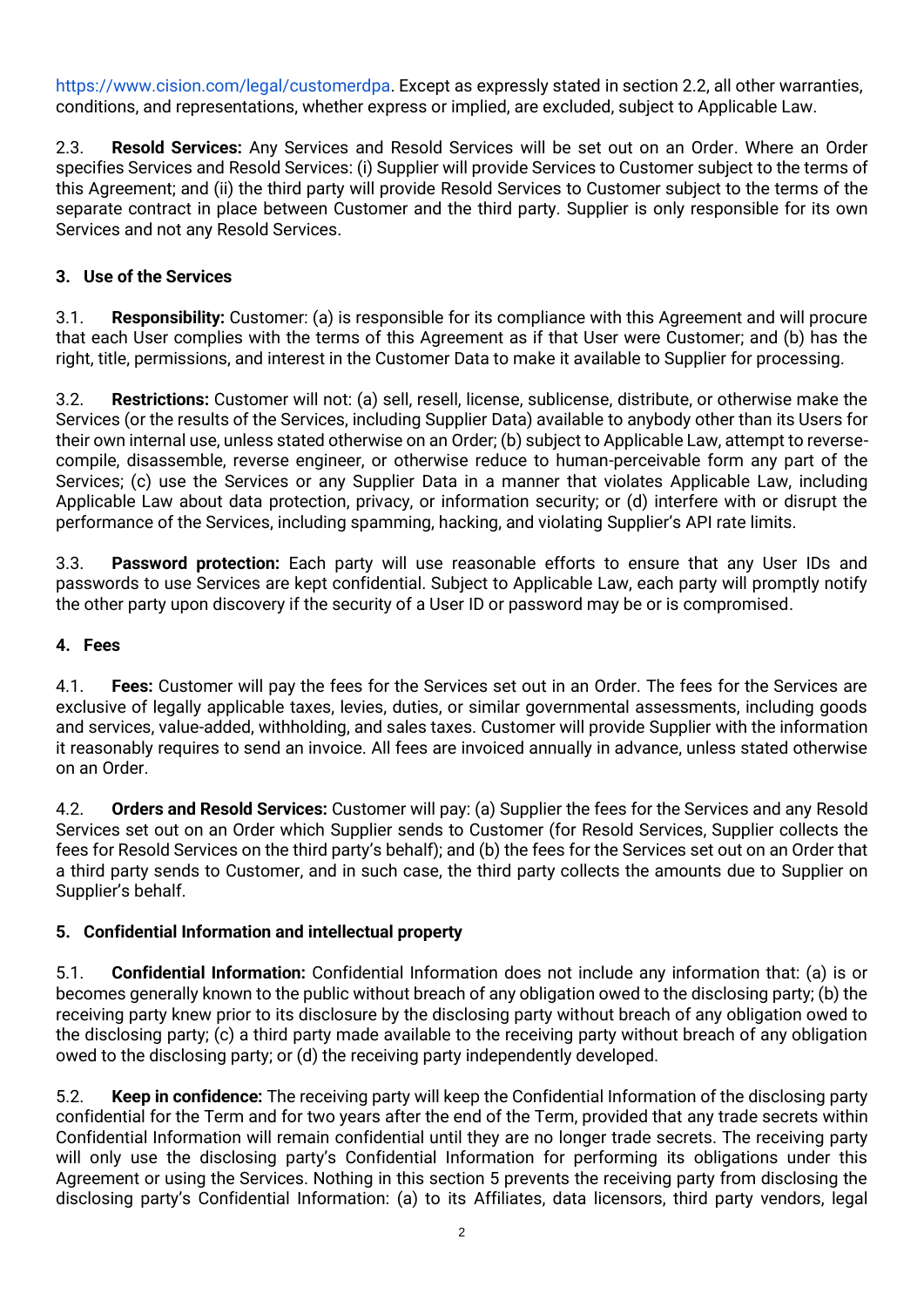https://www.cision.com/legal/customerdpa. Except as expressly stated in section 2.2, all other warranties, conditions, and representations, whether express or implied, are excluded, subject to Applicable Law.

2.3. **Resold Services:** Any Services and Resold Services will be set out on an Order. Where an Order specifies Services and Resold Services: (i) Supplier will provide Services to Customer subject to the terms of this Agreement; and (ii) the third party will provide Resold Services to Customer subject to the terms of the separate contract in place between Customer and the third party. Supplier is only responsible for its own Services and not any Resold Services.

## 3. Use of the Services

3.1. **Responsibility:** Customer: (a) is responsible for its compliance with this Agreement and will procure that each User complies with the terms of this Agreement as if that User were Customer; and (b) has the right, title, permissions, and interest in the Customer Data to make it available to Supplier for processing.

3.2. **Restrictions:** Customer will not: (a) sell, resell, license, sublicense, distribute, or otherwise make the Services (or the results of the Services, including Supplier Data) available to anybody other than its Users for their own internal use, unless stated otherwise on an Order; (b) subject to Applicable Law, attempt to reverse-compile, disassemble, reverse engineer, or otherwise reduce to human-perceivable form any part of the Services; (c) use the Services or any Supplier Data in a manner that violates Applicable Law, including Applicable Law about data protection, privacy, or information security; or (d) interfere with or disrupt the performance of the Services, including spamming, hacking, and violating Supplier's API rate limits.

3.3. **Password protection:** Each party will use reasonable efforts to ensure that any User IDs and passwords to use Services are kept confidential. Subject to Applicable Law, each party will promptly notify the other party upon discovery if the security of a User ID or password may be or is compromised.

## 4. Fees

4.1. **Fees:** Customer will pay the fees for the Services set out in an Order. The fees for the Services are exclusive of legally applicable taxes, levies, duties, or similar governmental assessments, including goods and services, value-added, withholding, and sales taxes. Customer will provide Supplier with the information it reasonably requires to send an invoice. All fees are invoiced annually in advance, unless stated otherwise on an Order.

4.2. **Orders and Resold Services:** Customer will pay: (a) Supplier the fees for the Services and any Resold Services set out on an Order which Supplier sends to Customer (for Resold Services, Supplier collects the fees for Resold Services on the third party's behalf); and (b) the fees for the Services set out on an Order that a third party sends to Customer, and in such case, the third party collects the amounts due to Supplier on Supplier's behalf.

## 5. Confidential Information and intellectual property

5.1. **Confidential Information:** Confidential Information does not include any information that: (a) is or becomes generally known to the public without breach of any obligation owed to the disclosing party; (b) the receiving party knew prior to its disclosure by the disclosing party without breach of any obligation owed to the disclosing party; (c) a third party made available to the receiving party without breach of any obligation owed to the disclosing party; or (d) the receiving party independently developed.

5.2. **Keep in confidence:** The receiving party will keep the Confidential Information of the disclosing party confidential for the Term and for two years after the end of the Term, provided that any trade secrets within Confidential Information will remain confidential until they are no longer trade secrets. The receiving party will only use the disclosing party's Confidential Information for performing its obligations under this Agreement or using the Services. Nothing in this section 5 prevents the receiving party from disclosing the disclosing party's Confidential Information: (a) to its Affiliates, data licensors, third party vendors, legal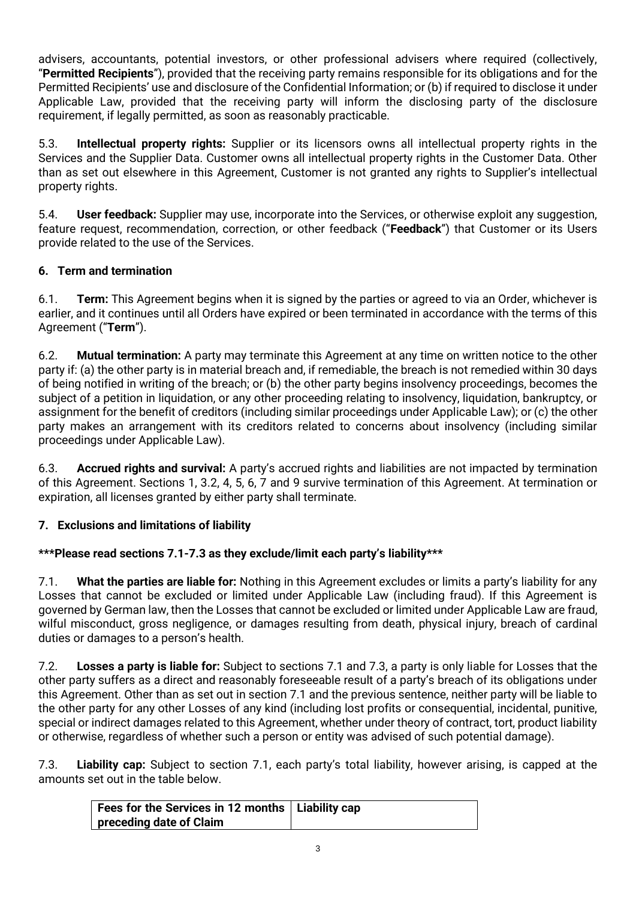advisers, accountants, potential investors, or other professional advisers where required (collectively, "**Permitted Recipients**"), provided that the receiving party remains responsible for its obligations and for the Permitted Recipients' use and disclosure of the Confidential Information; or (b) if required to disclose it under Applicable Law, provided that the receiving party will inform the disclosing party of the disclosure requirement, if legally permitted, as soon as reasonably practicable.

5.3. **Intellectual property rights:** Supplier or its licensors owns all intellectual property rights in the Services and the Supplier Data. Customer owns all intellectual property rights in the Customer Data. Other than as set out elsewhere in this Agreement, Customer is not granted any rights to Supplier's intellectual property rights.

5.4. **User feedback:** Supplier may use, incorporate into the Services, or otherwise exploit any suggestion, feature request, recommendation, correction, or other feedback ("**Feedback**") that Customer or its Users provide related to the use of the Services.

## 6. Term and termination

6.1. **Term:** This Agreement begins when it is signed by the parties or agreed to via an Order, whichever is earlier, and it continues until all Orders have expired or been terminated in accordance with the terms of this Agreement ("**Term**").

6.2. **Mutual termination:** A party may terminate this Agreement at any time on written notice to the other party if: (a) the other party is in material breach and, if remediable, the breach is not remedied within 30 days of being notified in writing of the breach; or (b) the other party begins insolvency proceedings, becomes the subject of a petition in liquidation, or any other proceeding relating to insolvency, liquidation, bankruptcy, or assignment for the benefit of creditors (including similar proceedings under Applicable Law); or (c) the other party makes an arrangement with its creditors related to concerns about insolvency (including similar proceedings under Applicable Law).

6.3. **Accrued rights and survival:** A party's accrued rights and liabilities are not impacted by termination of this Agreement. Sections 1, 3.2, 4, 5, 6, 7 and 9 survive termination of this Agreement. At termination or expiration, all licenses granted by either party shall terminate.

## 7. Exclusions and limitations of liability

**\*\*\*Please read sections 7.1-7.3 as they exclude/limit each party's liability\*\*\***

7.1. **What the parties are liable for:** Nothing in this Agreement excludes or limits a party's liability for any Losses that cannot be excluded or limited under Applicable Law (including fraud). If this Agreement is governed by German law, then the Losses that cannot be excluded or limited under Applicable Law are fraud, wilful misconduct, gross negligence, or damages resulting from death, physical injury, breach of cardinal duties or damages to a person's health.

7.2. **Losses a party is liable for:** Subject to sections 7.1 and 7.3, a party is only liable for Losses that the other party suffers as a direct and reasonably foreseeable result of a party's breach of its obligations under this Agreement. Other than as set out in section 7.1 and the previous sentence, neither party will be liable to the other party for any other Losses of any kind (including lost profits or consequential, incidental, punitive, special or indirect damages related to this Agreement, whether under theory of contract, tort, product liability or otherwise, regardless of whether such a person or entity was advised of such potential damage).

7.3. **Liability cap:** Subject to section 7.1, each party's total liability, however arising, is capped at the amounts set out in the table below.

| Fees for the Services in 12 months preceding date of Claim | Liability cap |
|---|---|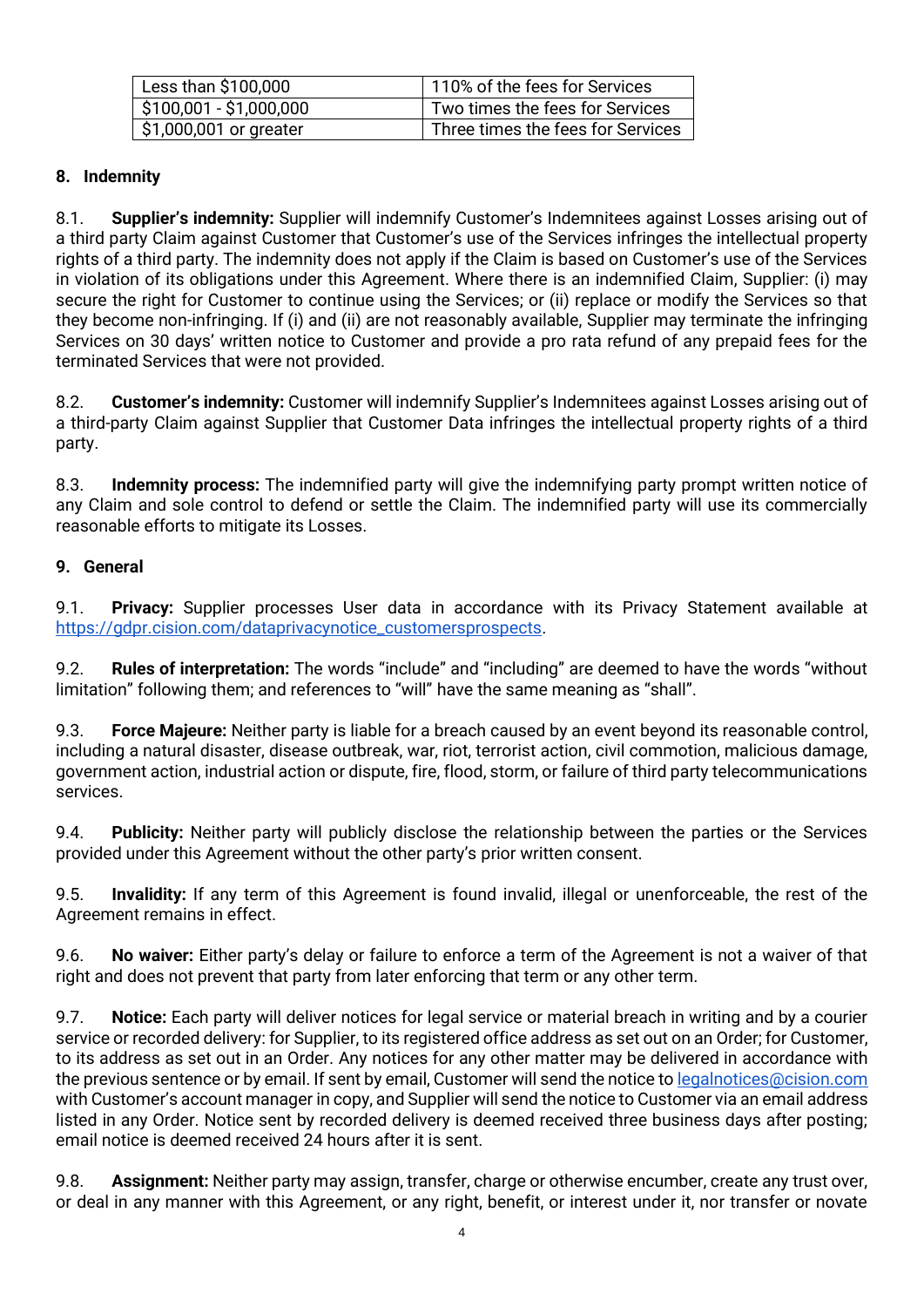| Less than $100,000 | 110% of the fees for Services |
|---|---|
| $100,001 - $1,000,000 | Two times the fees for Services |
| $1,000,001 or greater | Three times the fees for Services |

**8. Indemnity**

8.1. **Supplier's indemnity:** Supplier will indemnify Customer's Indemnitees against Losses arising out of a third party Claim against Customer that Customer's use of the Services infringes the intellectual property rights of a third party. The indemnity does not apply if the Claim is based on Customer's use of the Services in violation of its obligations under this Agreement. Where there is an indemnified Claim, Supplier: (i) may secure the right for Customer to continue using the Services; or (ii) replace or modify the Services so that they become non-infringing. If (i) and (ii) are not reasonably available, Supplier may terminate the infringing Services on 30 days' written notice to Customer and provide a pro rata refund of any prepaid fees for the terminated Services that were not provided.

8.2. **Customer's indemnity:** Customer will indemnify Supplier's Indemnitees against Losses arising out of a third-party Claim against Supplier that Customer Data infringes the intellectual property rights of a third party.

8.3. **Indemnity process:** The indemnified party will give the indemnifying party prompt written notice of any Claim and sole control to defend or settle the Claim. The indemnified party will use its commercially reasonable efforts to mitigate its Losses.

**9. General**

9.1. **Privacy:** Supplier processes User data in accordance with its Privacy Statement available at https://gdpr.cision.com/dataprivacynotice_customersprospects.

9.2. **Rules of interpretation:** The words "include" and "including" are deemed to have the words "without limitation" following them; and references to "will" have the same meaning as "shall".

9.3. **Force Majeure:** Neither party is liable for a breach caused by an event beyond its reasonable control, including a natural disaster, disease outbreak, war, riot, terrorist action, civil commotion, malicious damage, government action, industrial action or dispute, fire, flood, storm, or failure of third party telecommunications services.

9.4. **Publicity:** Neither party will publicly disclose the relationship between the parties or the Services provided under this Agreement without the other party's prior written consent.

9.5. **Invalidity:** If any term of this Agreement is found invalid, illegal or unenforceable, the rest of the Agreement remains in effect.

9.6. **No waiver:** Either party's delay or failure to enforce a term of the Agreement is not a waiver of that right and does not prevent that party from later enforcing that term or any other term.

9.7. **Notice:** Each party will deliver notices for legal service or material breach in writing and by a courier service or recorded delivery: for Supplier, to its registered office address as set out on an Order; for Customer, to its address as set out in an Order. Any notices for any other matter may be delivered in accordance with the previous sentence or by email. If sent by email, Customer will send the notice to legalnotices@cision.com with Customer's account manager in copy, and Supplier will send the notice to Customer via an email address listed in any Order. Notice sent by recorded delivery is deemed received three business days after posting; email notice is deemed received 24 hours after it is sent.

9.8. **Assignment:** Neither party may assign, transfer, charge or otherwise encumber, create any trust over, or deal in any manner with this Agreement, or any right, benefit, or interest under it, nor transfer or novate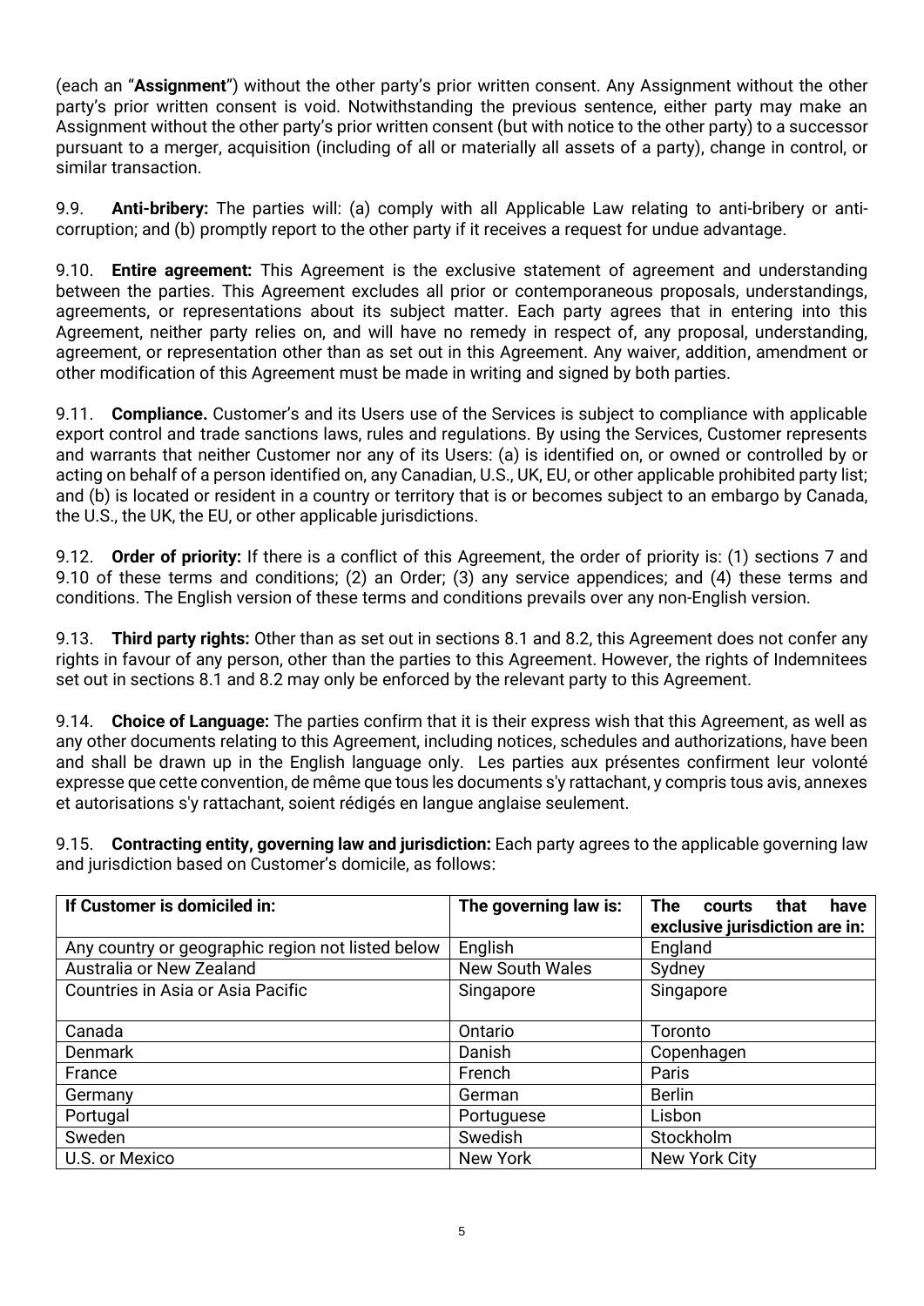(each an "**Assignment**") without the other party's prior written consent. Any Assignment without the other party's prior written consent is void. Notwithstanding the previous sentence, either party may make an Assignment without the other party's prior written consent (but with notice to the other party) to a successor pursuant to a merger, acquisition (including of all or materially all assets of a party), change in control, or similar transaction.

9.9. **Anti-bribery:** The parties will: (a) comply with all Applicable Law relating to anti-bribery or anti-corruption; and (b) promptly report to the other party if it receives a request for undue advantage.

9.10. **Entire agreement:** This Agreement is the exclusive statement of agreement and understanding between the parties. This Agreement excludes all prior or contemporaneous proposals, understandings, agreements, or representations about its subject matter. Each party agrees that in entering into this Agreement, neither party relies on, and will have no remedy in respect of, any proposal, understanding, agreement, or representation other than as set out in this Agreement. Any waiver, addition, amendment or other modification of this Agreement must be made in writing and signed by both parties.

9.11. **Compliance.** Customer's and its Users use of the Services is subject to compliance with applicable export control and trade sanctions laws, rules and regulations. By using the Services, Customer represents and warrants that neither Customer nor any of its Users: (a) is identified on, or owned or controlled by or acting on behalf of a person identified on, any Canadian, U.S., UK, EU, or other applicable prohibited party list; and (b) is located or resident in a country or territory that is or becomes subject to an embargo by Canada, the U.S., the UK, the EU, or other applicable jurisdictions.

9.12. **Order of priority:** If there is a conflict of this Agreement, the order of priority is: (1) sections 7 and 9.10 of these terms and conditions; (2) an Order; (3) any service appendices; and (4) these terms and conditions. The English version of these terms and conditions prevails over any non-English version.

9.13. **Third party rights:** Other than as set out in sections 8.1 and 8.2, this Agreement does not confer any rights in favour of any person, other than the parties to this Agreement. However, the rights of Indemnitees set out in sections 8.1 and 8.2 may only be enforced by the relevant party to this Agreement.

9.14. **Choice of Language:** The parties confirm that it is their express wish that this Agreement, as well as any other documents relating to this Agreement, including notices, schedules and authorizations, have been and shall be drawn up in the English language only. Les parties aux présentes confirment leur volonté expresse que cette convention, de même que tous les documents s'y rattachant, y compris tous avis, annexes et autorisations s'y rattachant, soient rédigés en langue anglaise seulement.

9.15. **Contracting entity, governing law and jurisdiction:** Each party agrees to the applicable governing law and jurisdiction based on Customer's domicile, as follows:

| If Customer is domiciled in: | The governing law is: | The courts that have exclusive jurisdiction are in: |
|---|---|---|
| Any country or geographic region not listed below | English | England |
| Australia or New Zealand | New South Wales | Sydney |
| Countries in Asia or Asia Pacific | Singapore | Singapore |
| Canada | Ontario | Toronto |
| Denmark | Danish | Copenhagen |
| France | French | Paris |
| Germany | German | Berlin |
| Portugal | Portuguese | Lisbon |
| Sweden | Swedish | Stockholm |
| U.S. or Mexico | New York | New York City |